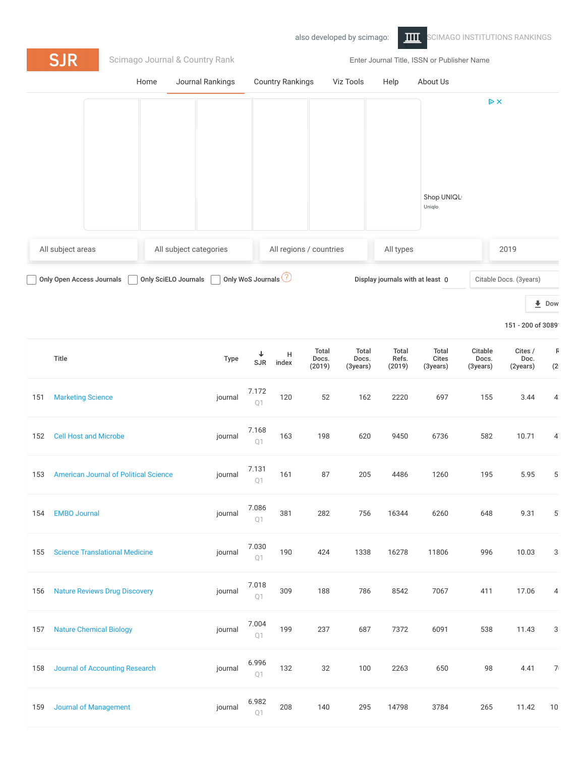also developed by scimago: SCIMAGO INSTITUTIONS RANKINGS

SJR Scimago Journal & Country Rank

Enter Journal Title, ISSN or Publisher Name

Home | Journal Rankings | Country Rankings | Viz Tools | Help | About Us

All subject areas | All subject categories | All regions / countries | All types | 2019

Only Open Access Journals | Only SciELO Journals | Only WoS Journals

Display journals with at least 0 Citable Docs. (3years)

151 - 200 of 3089

| | Title | Type | SJR | H index | Total Docs. (2019) | Total Docs. (3years) | Total Refs. (2019) | Total Cites (3years) | Citable Docs. (3years) | Cites / Doc. (2years) |
|---|---|---|---|---|---|---|---|---|---|---|
| 151 | Marketing Science | journal | 7.172 Q1 | 120 | 52 | 162 | 2220 | 697 | 155 | 3.44 |
| 152 | Cell Host and Microbe | journal | 7.168 Q1 | 163 | 198 | 620 | 9450 | 6736 | 582 | 10.71 |
| 153 | American Journal of Political Science | journal | 7.131 Q1 | 161 | 87 | 205 | 4486 | 1260 | 195 | 5.95 |
| 154 | EMBO Journal | journal | 7.086 Q1 | 381 | 282 | 756 | 16344 | 6260 | 648 | 9.31 |
| 155 | Science Translational Medicine | journal | 7.030 Q1 | 190 | 424 | 1338 | 16278 | 11806 | 996 | 10.03 |
| 156 | Nature Reviews Drug Discovery | journal | 7.018 Q1 | 309 | 188 | 786 | 8542 | 7067 | 411 | 17.06 |
| 157 | Nature Chemical Biology | journal | 7.004 Q1 | 199 | 237 | 687 | 7372 | 6091 | 538 | 11.43 |
| 158 | Journal of Accounting Research | journal | 6.996 Q1 | 132 | 32 | 100 | 2263 | 650 | 98 | 4.41 |
| 159 | Journal of Management | journal | 6.982 Q1 | 208 | 140 | 295 | 14798 | 3784 | 265 | 11.42 |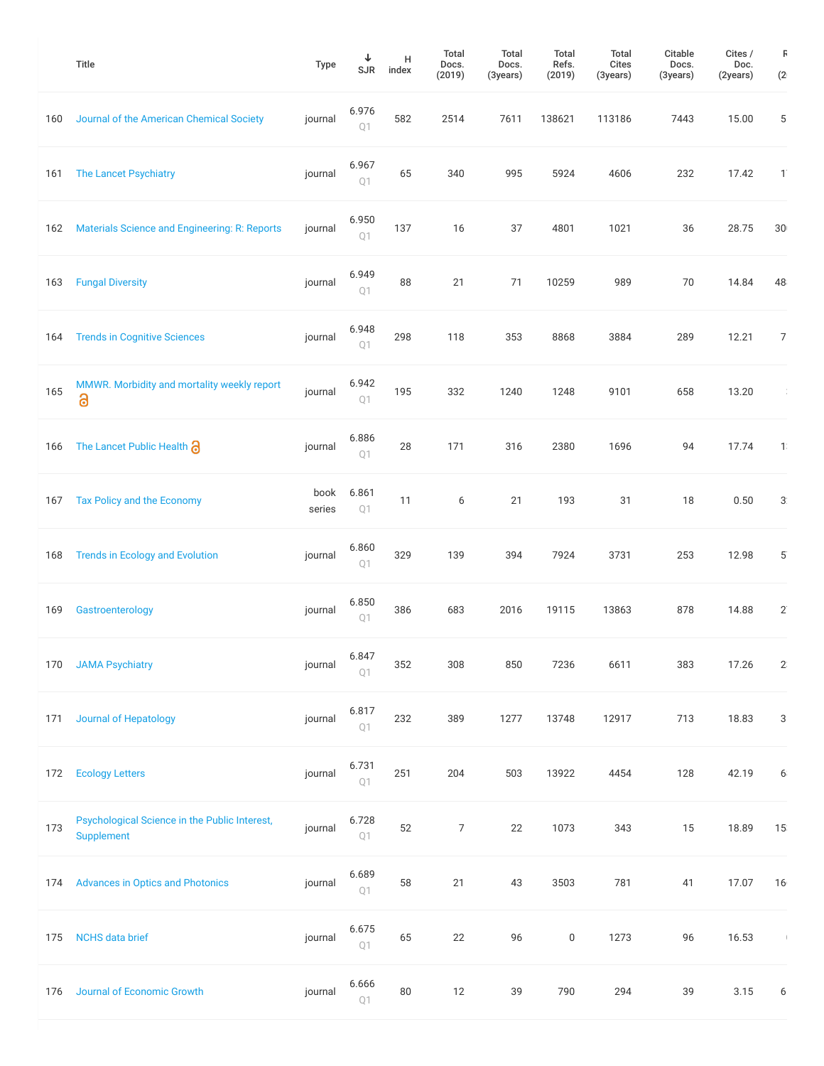|  | Title | Type | ↓ SJR | H index | Total Docs. (2019) | Total Docs. (3years) | Total Refs. (2019) | Total Cites (3years) | Citable Docs. (3years) | Cites / Doc. (2years) |
|---|---|---|---|---|---|---|---|---|---|---|
| 160 | Journal of the American Chemical Society | journal | 6.976 Q1 | 582 | 2514 | 7611 | 138621 | 113186 | 7443 | 15.00 |
| 161 | The Lancet Psychiatry | journal | 6.967 Q1 | 65 | 340 | 995 | 5924 | 4606 | 232 | 17.42 |
| 162 | Materials Science and Engineering: R: Reports | journal | 6.950 Q1 | 137 | 16 | 37 | 4801 | 1021 | 36 | 28.75 |
| 163 | Fungal Diversity | journal | 6.949 Q1 | 88 | 21 | 71 | 10259 | 989 | 70 | 14.84 |
| 164 | Trends in Cognitive Sciences | journal | 6.948 Q1 | 298 | 118 | 353 | 8868 | 3884 | 289 | 12.21 |
| 165 | MMWR. Morbidity and mortality weekly report | journal | 6.942 Q1 | 195 | 332 | 1240 | 1248 | 9101 | 658 | 13.20 |
| 166 | The Lancet Public Health | journal | 6.886 Q1 | 28 | 171 | 316 | 2380 | 1696 | 94 | 17.74 |
| 167 | Tax Policy and the Economy | book series | 6.861 Q1 | 11 | 6 | 21 | 193 | 31 | 18 | 0.50 |
| 168 | Trends in Ecology and Evolution | journal | 6.860 Q1 | 329 | 139 | 394 | 7924 | 3731 | 253 | 12.98 |
| 169 | Gastroenterology | journal | 6.850 Q1 | 386 | 683 | 2016 | 19115 | 13863 | 878 | 14.88 |
| 170 | JAMA Psychiatry | journal | 6.847 Q1 | 352 | 308 | 850 | 7236 | 6611 | 383 | 17.26 |
| 171 | Journal of Hepatology | journal | 6.817 Q1 | 232 | 389 | 1277 | 13748 | 12917 | 713 | 18.83 |
| 172 | Ecology Letters | journal | 6.731 Q1 | 251 | 204 | 503 | 13922 | 4454 | 128 | 42.19 |
| 173 | Psychological Science in the Public Interest, Supplement | journal | 6.728 Q1 | 52 | 7 | 22 | 1073 | 343 | 15 | 18.89 |
| 174 | Advances in Optics and Photonics | journal | 6.689 Q1 | 58 | 21 | 43 | 3503 | 781 | 41 | 17.07 |
| 175 | NCHS data brief | journal | 6.675 Q1 | 65 | 22 | 96 | 0 | 1273 | 96 | 16.53 |
| 176 | Journal of Economic Growth | journal | 6.666 Q1 | 80 | 12 | 39 | 790 | 294 | 39 | 3.15 |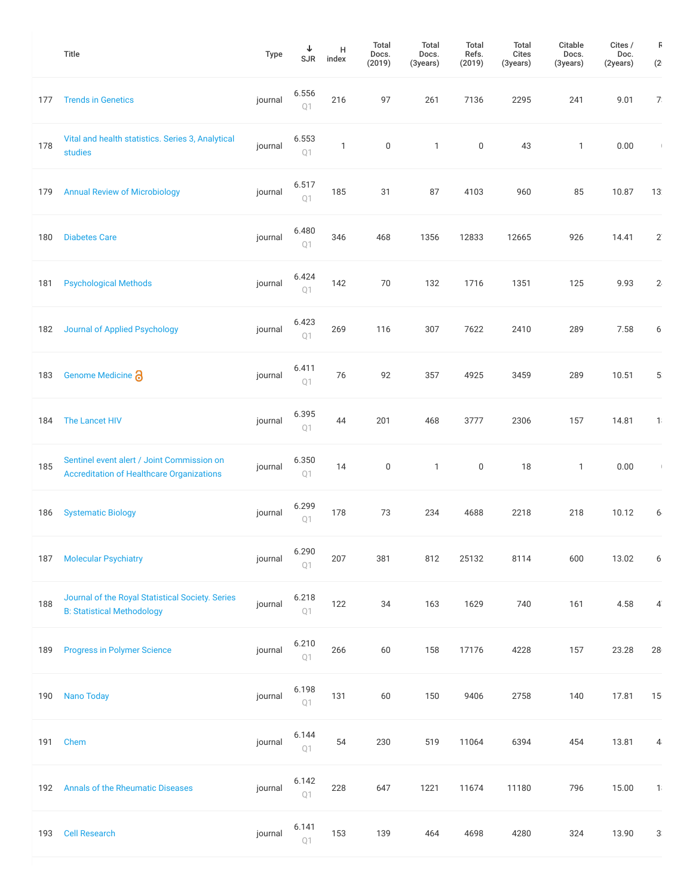|  | Title | Type | ↓ SJR | H index | Total Docs. (2019) | Total Docs. (3years) | Total Refs. (2019) | Total Cites (3years) | Citable Docs. (3years) | Cites / Doc. (2years) | R (2 |
|---|---|---|---|---|---|---|---|---|---|---|---|
| 177 | Trends in Genetics | journal | 6.556 Q1 | 216 | 97 | 261 | 7136 | 2295 | 241 | 9.01 | 7 |
| 178 | Vital and health statistics. Series 3, Analytical studies | journal | 6.553 Q1 | 1 | 0 | 1 | 0 | 43 | 1 | 0.00 | ( |
| 179 | Annual Review of Microbiology | journal | 6.517 Q1 | 185 | 31 | 87 | 4103 | 960 | 85 | 10.87 | 13 |
| 180 | Diabetes Care | journal | 6.480 Q1 | 346 | 468 | 1356 | 12833 | 12665 | 926 | 14.41 | 2 |
| 181 | Psychological Methods | journal | 6.424 Q1 | 142 | 70 | 132 | 1716 | 1351 | 125 | 9.93 | 2 |
| 182 | Journal of Applied Psychology | journal | 6.423 Q1 | 269 | 116 | 307 | 7622 | 2410 | 289 | 7.58 | 6 |
| 183 | Genome Medicine | journal | 6.411 Q1 | 76 | 92 | 357 | 4925 | 3459 | 289 | 10.51 | 5 |
| 184 | The Lancet HIV | journal | 6.395 Q1 | 44 | 201 | 468 | 3777 | 2306 | 157 | 14.81 | 1 |
| 185 | Sentinel event alert / Joint Commission on Accreditation of Healthcare Organizations | journal | 6.350 Q1 | 14 | 0 | 1 | 0 | 18 | 1 | 0.00 | ( |
| 186 | Systematic Biology | journal | 6.299 Q1 | 178 | 73 | 234 | 4688 | 2218 | 218 | 10.12 | 6 |
| 187 | Molecular Psychiatry | journal | 6.290 Q1 | 207 | 381 | 812 | 25132 | 8114 | 600 | 13.02 | 6 |
| 188 | Journal of the Royal Statistical Society. Series B: Statistical Methodology | journal | 6.218 Q1 | 122 | 34 | 163 | 1629 | 740 | 161 | 4.58 | 4 |
| 189 | Progress in Polymer Science | journal | 6.210 Q1 | 266 | 60 | 158 | 17176 | 4228 | 157 | 23.28 | 28 |
| 190 | Nano Today | journal | 6.198 Q1 | 131 | 60 | 150 | 9406 | 2758 | 140 | 17.81 | 15 |
| 191 | Chem | journal | 6.144 Q1 | 54 | 230 | 519 | 11064 | 6394 | 454 | 13.81 | 4 |
| 192 | Annals of the Rheumatic Diseases | journal | 6.142 Q1 | 228 | 647 | 1221 | 11674 | 11180 | 796 | 15.00 | 1 |
| 193 | Cell Research | journal | 6.141 Q1 | 153 | 139 | 464 | 4698 | 4280 | 324 | 13.90 | 3 |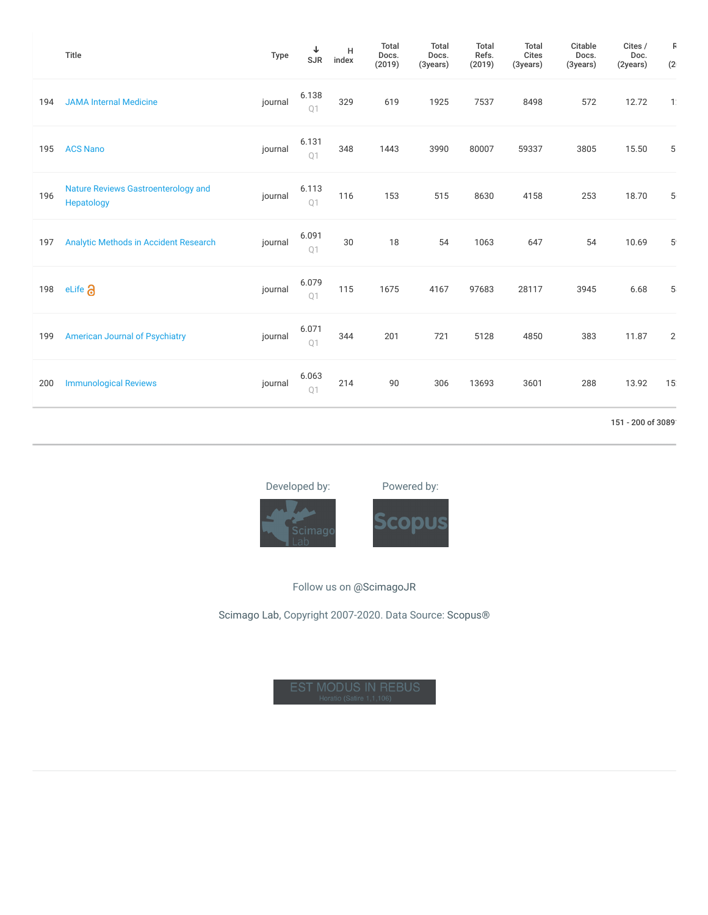| | Title | Type | ↓ SJR | H index | Total Docs. (2019) | Total Docs. (3years) | Total Refs. (2019) | Total Cites (3years) | Citable Docs. (3years) | Cites / Doc. (2years) | R (2 |
|---|---|---|---|---|---|---|---|---|---|---|---|
| 194 | JAMA Internal Medicine | journal | 6.138 Q1 | 329 | 619 | 1925 | 7537 | 8498 | 572 | 12.72 | 1 |
| 195 | ACS Nano | journal | 6.131 Q1 | 348 | 1443 | 3990 | 80007 | 59337 | 3805 | 15.50 | 5 |
| 196 | Nature Reviews Gastroenterology and Hepatology | journal | 6.113 Q1 | 116 | 153 | 515 | 8630 | 4158 | 253 | 18.70 | 5 |
| 197 | Analytic Methods in Accident Research | journal | 6.091 Q1 | 30 | 18 | 54 | 1063 | 647 | 54 | 10.69 | 5 |
| 198 | eLife | journal | 6.079 Q1 | 115 | 1675 | 4167 | 97683 | 28117 | 3945 | 6.68 | 5 |
| 199 | American Journal of Psychiatry | journal | 6.071 Q1 | 344 | 201 | 721 | 5128 | 4850 | 383 | 11.87 | 2 |
| 200 | Immunological Reviews | journal | 6.063 Q1 | 214 | 90 | 306 | 13693 | 3601 | 288 | 13.92 | 15 |

151 - 200 of 3089

Developed by: Scimago Lab

Powered by: Scopus

Follow us on @ScimagoJR

Scimago Lab, Copyright 2007-2020. Data Source: Scopus®

EST MODUS IN REBUS
Horatio (Satire 1,1,106)